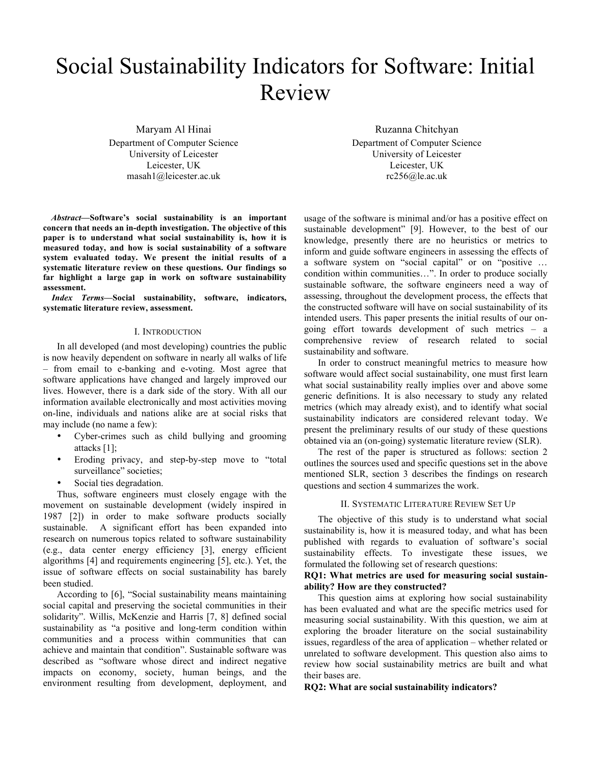# Social Sustainability Indicators for Software: Initial Review

Maryam Al Hinai
Department of Computer Science
University of Leicester
Leicester, UK
masah1@leicester.ac.uk

Ruzanna Chitchyan
Department of Computer Science
University of Leicester
Leicester, UK
rc256@le.ac.uk

***Abstract*—Software's social sustainability is an important concern that needs an in-depth investigation. The objective of this paper is to understand what social sustainability is, how it is measured today, and how is social sustainability of a software system evaluated today. We present the initial results of a systematic literature review on these questions. Our findings so far highlight a large gap in work on software sustainability assessment.**

***Index Terms*—Social sustainability, software, indicators, systematic literature review, assessment.**

## I. Introduction

In all developed (and most developing) countries the public is now heavily dependent on software in nearly all walks of life – from email to e-banking and e-voting. Most agree that software applications have changed and largely improved our lives. However, there is a dark side of the story. With all our information available electronically and most activities moving on-line, individuals and nations alike are at social risks that may include (no name a few):

- Cyber-crimes such as child bullying and grooming attacks [1];
- Eroding privacy, and step-by-step move to "total surveillance" societies;
- Social ties degradation.

Thus, software engineers must closely engage with the movement on sustainable development (widely inspired in 1987 [2]) in order to make software products socially sustainable. A significant effort has been expanded into research on numerous topics related to software sustainability (e.g., data center energy efficiency [3], energy efficient algorithms [4] and requirements engineering [5], etc.). Yet, the issue of software effects on social sustainability has barely been studied.

According to [6], "Social sustainability means maintaining social capital and preserving the societal communities in their solidarity". Willis, McKenzie and Harris [7, 8] defined social sustainability as "a positive and long-term condition within communities and a process within communities that can achieve and maintain that condition". Sustainable software was described as "software whose direct and indirect negative impacts on economy, society, human beings, and the environment resulting from development, deployment, and usage of the software is minimal and/or has a positive effect on sustainable development" [9]. However, to the best of our knowledge, presently there are no heuristics or metrics to inform and guide software engineers in assessing the effects of a software system on "social capital" or on "positive … condition within communities…". In order to produce socially sustainable software, the software engineers need a way of assessing, throughout the development process, the effects that the constructed software will have on social sustainability of its intended users. This paper presents the initial results of our on-going effort towards development of such metrics – a comprehensive review of research related to social sustainability and software.

In order to construct meaningful metrics to measure how software would affect social sustainability, one must first learn what social sustainability really implies over and above some generic definitions. It is also necessary to study any related metrics (which may already exist), and to identify what social sustainability indicators are considered relevant today. We present the preliminary results of our study of these questions obtained via an (on-going) systematic literature review (SLR).

The rest of the paper is structured as follows: section 2 outlines the sources used and specific questions set in the above mentioned SLR, section 3 describes the findings on research questions and section 4 summarizes the work.

## II. Systematic Literature Review Set Up

The objective of this study is to understand what social sustainability is, how it is measured today, and what has been published with regards to evaluation of software's social sustainability effects. To investigate these issues, we formulated the following set of research questions:

**RQ1: What metrics are used for measuring social sustainability? How are they constructed?**

This question aims at exploring how social sustainability has been evaluated and what are the specific metrics used for measuring social sustainability. With this question, we aim at exploring the broader literature on the social sustainability issues, regardless of the area of application – whether related or unrelated to software development. This question also aims to review how social sustainability metrics are built and what their bases are.

**RQ2: What are social sustainability indicators?**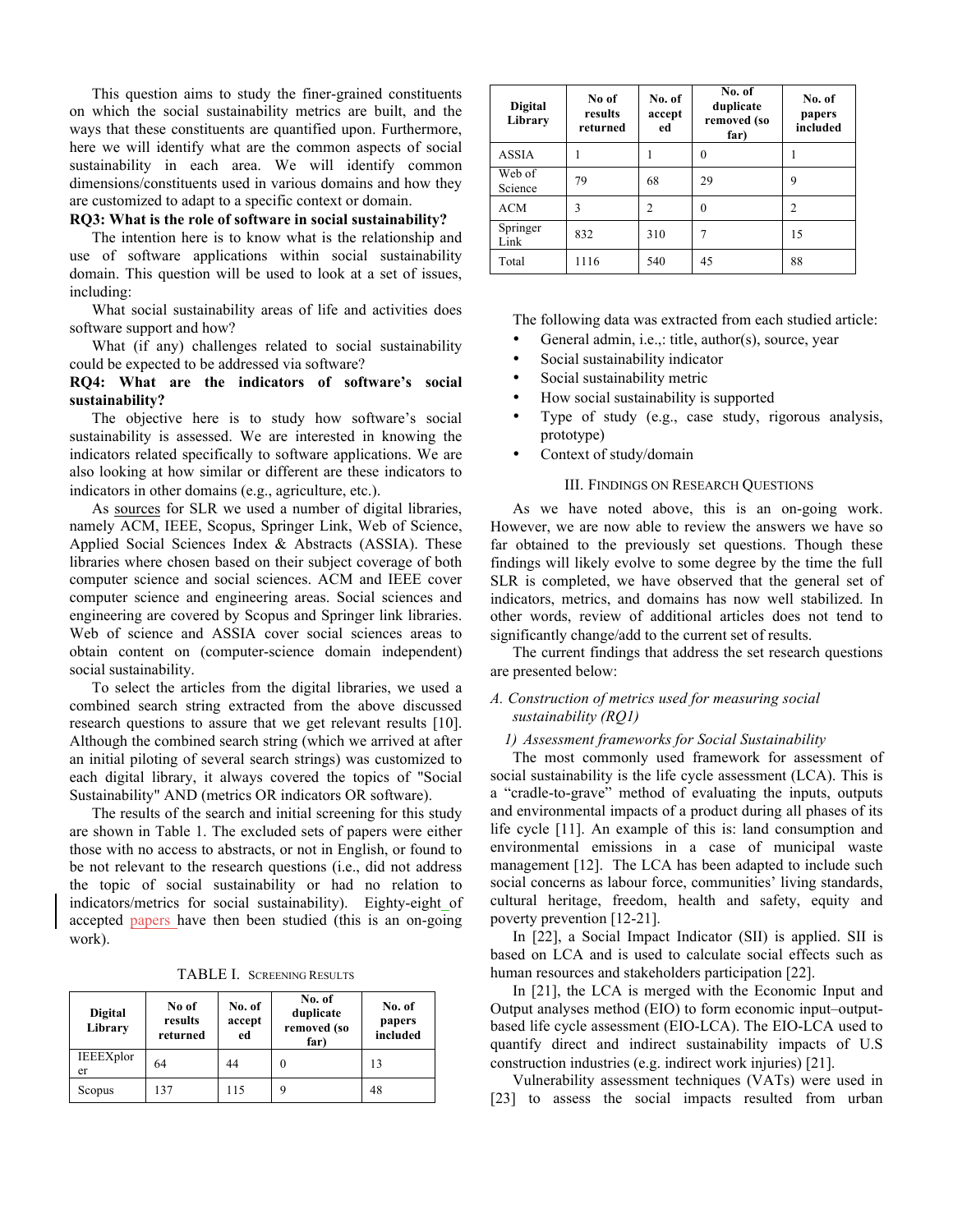This question aims to study the finer-grained constituents on which the social sustainability metrics are built, and the ways that these constituents are quantified upon. Furthermore, here we will identify what are the common aspects of social sustainability in each area. We will identify common dimensions/constituents used in various domains and how they are customized to adapt to a specific context or domain.

**RQ3: What is the role of software in social sustainability?**

The intention here is to know what is the relationship and use of software applications within social sustainability domain. This question will be used to look at a set of issues, including:

What social sustainability areas of life and activities does software support and how?

What (if any) challenges related to social sustainability could be expected to be addressed via software?

**RQ4: What are the indicators of software's social sustainability?**

The objective here is to study how software's social sustainability is assessed. We are interested in knowing the indicators related specifically to software applications. We are also looking at how similar or different are these indicators to indicators in other domains (e.g., agriculture, etc.).

As sources for SLR we used a number of digital libraries, namely ACM, IEEE, Scopus, Springer Link, Web of Science, Applied Social Sciences Index & Abstracts (ASSIA). These libraries where chosen based on their subject coverage of both computer science and social sciences. ACM and IEEE cover computer science and engineering areas. Social sciences and engineering are covered by Scopus and Springer link libraries. Web of science and ASSIA cover social sciences areas to obtain content on (computer-science domain independent) social sustainability.

To select the articles from the digital libraries, we used a combined search string extracted from the above discussed research questions to assure that we get relevant results [10]. Although the combined search string (which we arrived at after an initial piloting of several search strings) was customized to each digital library, it always covered the topics of "Social Sustainability" AND (metrics OR indicators OR software).

The results of the search and initial screening for this study are shown in Table 1. The excluded sets of papers were either those with no access to abstracts, or not in English, or found to be not relevant to the research questions (i.e., did not address the topic of social sustainability or had no relation to indicators/metrics for social sustainability). Eighty-eight of accepted papers have then been studied (this is an on-going work).

TABLE I. Screening Results

| Digital Library | No of results returned | No. of accepted | No. of duplicate removed (so far) | No. of papers included |
|---|---|---|---|---|
| IEEEXplorer | 64 | 44 | 0 | 13 |
| Scopus | 137 | 115 | 9 | 48 |
| ASSIA | 1 | 1 | 0 | 1 |
| Web of Science | 79 | 68 | 29 | 9 |
| ACM | 3 | 2 | 0 | 2 |
| Springer Link | 832 | 310 | 7 | 15 |
| Total | 1116 | 540 | 45 | 88 |

The following data was extracted from each studied article:

- General admin, i.e.,: title, author(s), source, year
- Social sustainability indicator
- Social sustainability metric
- How social sustainability is supported
- Type of study (e.g., case study, rigorous analysis, prototype)
- Context of study/domain

## III. Findings on Research Questions

As we have noted above, this is an on-going work. However, we are now able to review the answers we have so far obtained to the previously set questions. Though these findings will likely evolve to some degree by the time the full SLR is completed, we have observed that the general set of indicators, metrics, and domains has now well stabilized. In other words, review of additional articles does not tend to significantly change/add to the current set of results.

The current findings that address the set research questions are presented below:

### *A. Construction of metrics used for measuring social sustainability (RQ1)*

#### *1) Assessment frameworks for Social Sustainability*

The most commonly used framework for assessment of social sustainability is the life cycle assessment (LCA). This is a "cradle-to-grave" method of evaluating the inputs, outputs and environmental impacts of a product during all phases of its life cycle [11]. An example of this is: land consumption and environmental emissions in a case of municipal waste management [12]. The LCA has been adapted to include such social concerns as labour force, communities' living standards, cultural heritage, freedom, health and safety, equity and poverty prevention [12-21].

In [22], a Social Impact Indicator (SII) is applied. SII is based on LCA and is used to calculate social effects such as human resources and stakeholders participation [22].

In [21], the LCA is merged with the Economic Input and Output analyses method (EIO) to form economic input–output-based life cycle assessment (EIO-LCA). The EIO-LCA used to quantify direct and indirect sustainability impacts of U.S construction industries (e.g. indirect work injuries) [21].

Vulnerability assessment techniques (VATs) were used in [23] to assess the social impacts resulted from urban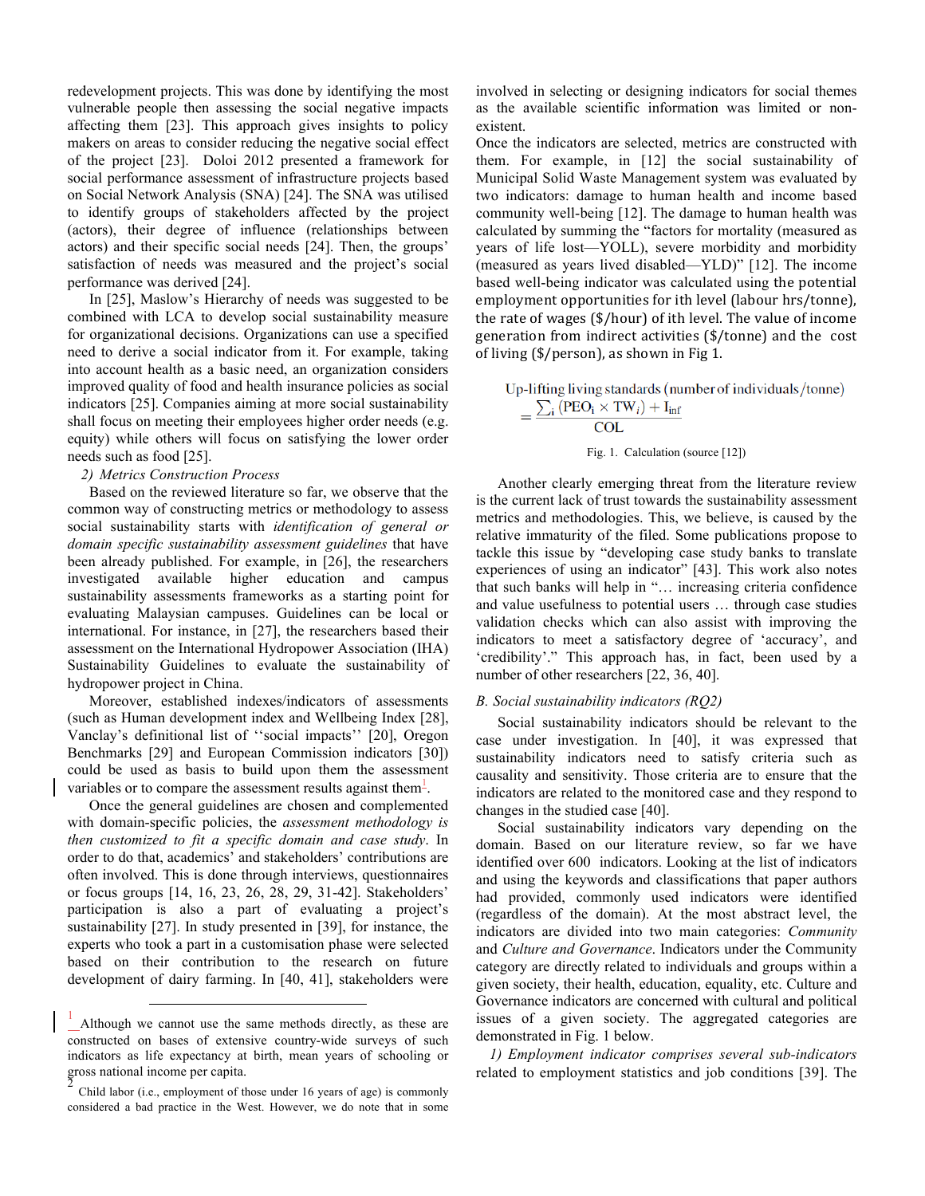redevelopment projects. This was done by identifying the most vulnerable people then assessing the social negative impacts affecting them [23]. This approach gives insights to policy makers on areas to consider reducing the negative social effect of the project [23]. Doloi 2012 presented a framework for social performance assessment of infrastructure projects based on Social Network Analysis (SNA) [24]. The SNA was utilised to identify groups of stakeholders affected by the project (actors), their degree of influence (relationships between actors) and their specific social needs [24]. Then, the groups' satisfaction of needs was measured and the project's social performance was derived [24].

In [25], Maslow's Hierarchy of needs was suggested to be combined with LCA to develop social sustainability measure for organizational decisions. Organizations can use a specified need to derive a social indicator from it. For example, taking into account health as a basic need, an organization considers improved quality of food and health insurance policies as social indicators [25]. Companies aiming at more social sustainability shall focus on meeting their employees higher order needs (e.g. equity) while others will focus on satisfying the lower order needs such as food [25].

*2) Metrics Construction Process*

Based on the reviewed literature so far, we observe that the common way of constructing metrics or methodology to assess social sustainability starts with *identification of general or domain specific sustainability assessment guidelines* that have been already published. For example, in [26], the researchers investigated available higher education and campus sustainability assessments frameworks as a starting point for evaluating Malaysian campuses. Guidelines can be local or international. For instance, in [27], the researchers based their assessment on the International Hydropower Association (IHA) Sustainability Guidelines to evaluate the sustainability of hydropower project in China.

Moreover, established indexes/indicators of assessments (such as Human development index and Wellbeing Index [28], Vanclay's definitional list of ''social impacts'' [20], Oregon Benchmarks [29] and European Commission indicators [30]) could be used as basis to build upon them the assessment variables or to compare the assessment results against them[1].

Once the general guidelines are chosen and complemented with domain-specific policies, the *assessment methodology is then customized to fit a specific domain and case study*. In order to do that, academics' and stakeholders' contributions are often involved. This is done through interviews, questionnaires or focus groups [14, 16, 23, 26, 28, 29, 31-42]. Stakeholders' participation is also a part of evaluating a project's sustainability [27]. In study presented in [39], for instance, the experts who took a part in a customisation phase were selected based on their contribution to the research on future development of dairy farming. In [40, 41], stakeholders were involved in selecting or designing indicators for social themes as the available scientific information was limited or non-existent.

Once the indicators are selected, metrics are constructed with them. For example, in [12] the social sustainability of Municipal Solid Waste Management system was evaluated by two indicators: damage to human health and income based community well-being [12]. The damage to human health was calculated by summing the "factors for mortality (measured as years of life lost—YOLL), severe morbidity and morbidity (measured as years lived disabled—YLD)" [12]. The income based well-being indicator was calculated using the potential employment opportunities for ith level (labour hrs/tonne), the rate of wages ($/hour) of ith level. The value of income generation from indirect activities ($/tonne) and the cost of living ($/person), as shown in Fig 1.

$$\text{Up-lifting living standards (number of individuals/tonne)} = \frac{\sum_i (\text{PEO}_i \times \text{TW}_i) + \text{I}_{\text{inf}}}{\text{COL}}$$

Fig. 1. Calculation (source [12])

Another clearly emerging threat from the literature review is the current lack of trust towards the sustainability assessment metrics and methodologies. This, we believe, is caused by the relative immaturity of the filed. Some publications propose to tackle this issue by "developing case study banks to translate experiences of using an indicator" [43]. This work also notes that such banks will help in "… increasing criteria confidence and value usefulness to potential users … through case studies validation checks which can also assist with improving the indicators to meet a satisfactory degree of 'accuracy', and 'credibility'." This approach has, in fact, been used by a number of other researchers [22, 36, 40].

## B. Social sustainability indicators (RQ2)

Social sustainability indicators should be relevant to the case under investigation. In [40], it was expressed that sustainability indicators need to satisfy criteria such as causality and sensitivity. Those criteria are to ensure that the indicators are related to the monitored case and they respond to changes in the studied case [40].

Social sustainability indicators vary depending on the domain. Based on our literature review, so far we have identified over 600 indicators. Looking at the list of indicators and using the keywords and classifications that paper authors had provided, commonly used indicators were identified (regardless of the domain). At the most abstract level, the indicators are divided into two main categories: *Community* and *Culture and Governance*. Indicators under the Community category are directly related to individuals and groups within a given society, their health, education, equality, etc. Culture and Governance indicators are concerned with cultural and political issues of a given society. The aggregated categories are demonstrated in Fig. 1 below.

*1) Employment indicator comprises several sub-indicators* related to employment statistics and job conditions [39]. The

---

[1] Although we cannot use the same methods directly, as these are constructed on bases of extensive country-wide surveys of such indicators as life expectancy at birth, mean years of schooling or gross national income per capita.

[2] Child labor (i.e., employment of those under 16 years of age) is commonly considered a bad practice in the West. However, we do note that in some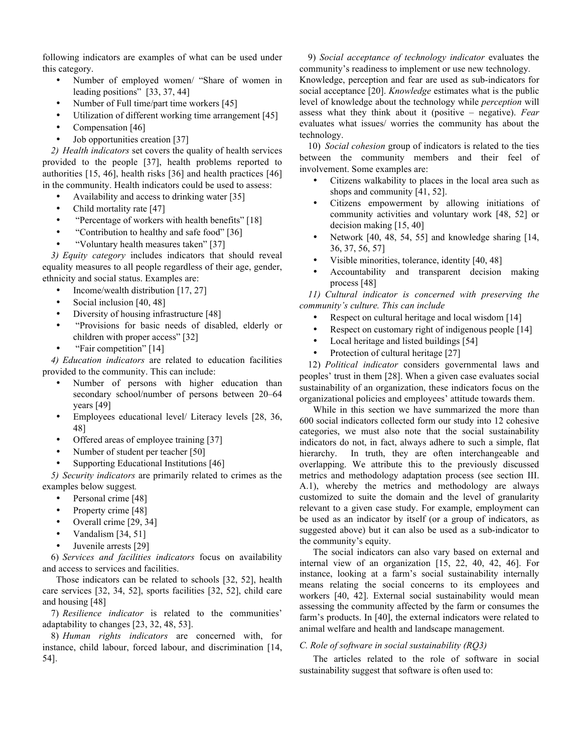following indicators are examples of what can be used under this category.

- Number of employed women/ "Share of women in leading positions" [33, 37, 44]
- Number of Full time/part time workers [45]
- Utilization of different working time arrangement [45]
- Compensation [46]
- Job opportunities creation [37]

*2) Health indicators* set covers the quality of health services provided to the people [37], health problems reported to authorities [15, 46], health risks [36] and health practices [46] in the community. Health indicators could be used to assess:

- Availability and access to drinking water [35]
- Child mortality rate [47]
- "Percentage of workers with health benefits" [18]
- "Contribution to healthy and safe food" [36]
- "Voluntary health measures taken" [37]

*3) Equity category* includes indicators that should reveal equality measures to all people regardless of their age, gender, ethnicity and social status. Examples are:

- Income/wealth distribution [17, 27]
- Social inclusion [40, 48]
- Diversity of housing infrastructure [48]
- "Provisions for basic needs of disabled, elderly or children with proper access" [32]
- "Fair competition" [14]

*4) Education indicators* are related to education facilities provided to the community. This can include:

- Number of persons with higher education than secondary school/number of persons between 20–64 years [49]
- Employees educational level/ Literacy levels [28, 36, 48]
- Offered areas of employee training [37]
- Number of student per teacher [50]
- Supporting Educational Institutions [46]

*5) Security indicators* are primarily related to crimes as the examples below suggest.

- Personal crime [48]
- Property crime [48]
- Overall crime [29, 34]
- Vandalism [34, 51]
- Juvenile arrests [29]

6) *Services and facilities indicators* focus on availability and access to services and facilities.

Those indicators can be related to schools [32, 52], health care services [32, 34, 52], sports facilities [32, 52], child care and housing [48]

7) *Resilience indicator* is related to the communities' adaptability to changes [23, 32, 48, 53].

8) *Human rights indicators* are concerned with, for instance, child labour, forced labour, and discrimination [14, 54].

9) *Social acceptance of technology indicator* evaluates the community's readiness to implement or use new technology. Knowledge, perception and fear are used as sub-indicators for social acceptance [20]. *Knowledge* estimates what is the public level of knowledge about the technology while *perception* will assess what they think about it (positive – negative). *Fear* evaluates what issues/ worries the community has about the technology.

10) *Social cohesion* group of indicators is related to the ties between the community members and their feel of involvement. Some examples are:

- Citizens walkability to places in the local area such as shops and community [41, 52].
- Citizens empowerment by allowing initiations of community activities and voluntary work [48, 52] or decision making [15, 40]
- Network [40, 48, 54, 55] and knowledge sharing [14, 36, 37, 56, 57]
- Visible minorities, tolerance, identity [40, 48]
- Accountability and transparent decision making process [48]

*11) Cultural indicator is concerned with preserving the community's culture. This can include*

- Respect on cultural heritage and local wisdom [14]
- Respect on customary right of indigenous people [14]
- Local heritage and listed buildings [54]
- Protection of cultural heritage [27]

12) *Political indicator* considers governmental laws and peoples' trust in them [28]. When a given case evaluates social sustainability of an organization, these indicators focus on the organizational policies and employees' attitude towards them.

While in this section we have summarized the more than 600 social indicators collected form our study into 12 cohesive categories, we must also note that the social sustainability indicators do not, in fact, always adhere to such a simple, flat hierarchy. In truth, they are often interchangeable and overlapping. We attribute this to the previously discussed metrics and methodology adaptation process (see section III. A.1), whereby the metrics and methodology are always customized to suite the domain and the level of granularity relevant to a given case study. For example, employment can be used as an indicator by itself (or a group of indicators, as suggested above) but it can also be used as a sub-indicator to the community's equity.

The social indicators can also vary based on external and internal view of an organization [15, 22, 40, 42, 46]. For instance, looking at a farm's social sustainability internally means relating the social concerns to its employees and workers [40, 42]. External social sustainability would mean assessing the community affected by the farm or consumes the farm's products. In [40], the external indicators were related to animal welfare and health and landscape management.

### *C. Role of software in social sustainability (RQ3)*

The articles related to the role of software in social sustainability suggest that software is often used to: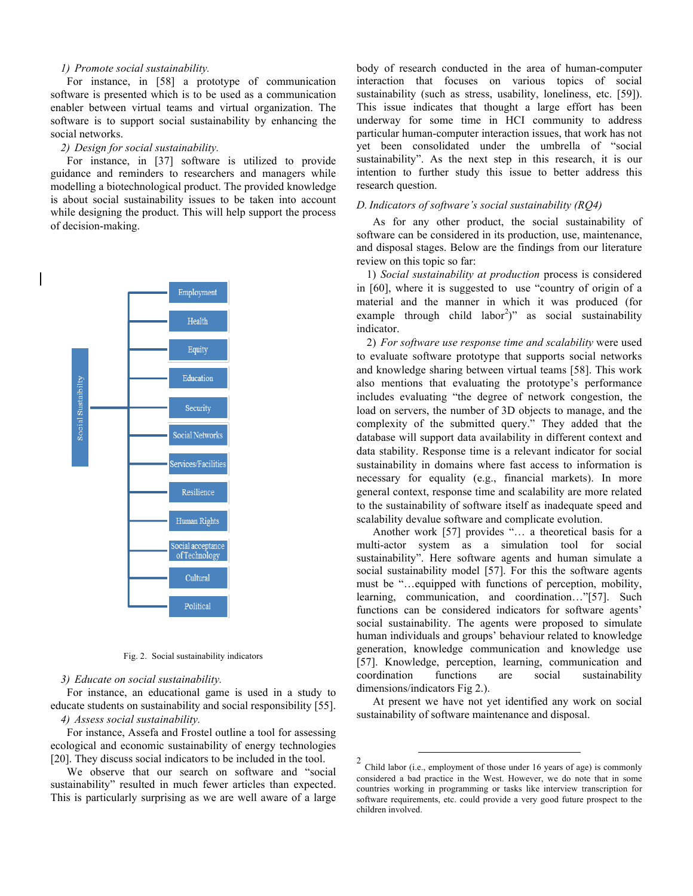*1) Promote social sustainability.*

For instance, in [58] a prototype of communication software is presented which is to be used as a communication enabler between virtual teams and virtual organization. The software is to support social sustainability by enhancing the social networks.

*2) Design for social sustainability.*

For instance, in [37] software is utilized to provide guidance and reminders to researchers and managers while modelling a biotechnological product. The provided knowledge is about social sustainability issues to be taken into account while designing the product. This will help support the process of decision-making.

Social Sustaibility

- Employment
- Health
- Equity
- Education
- Security
- Social Networks
- Services/Facilities
- Resilience
- Human Rights
- Social acceptance of Technology
- Cultural
- Political

Fig. 2. Social sustainability indicators

*3) Educate on social sustainability.*

For instance, an educational game is used in a study to educate students on sustainability and social responsibility [55].

*4) Assess social sustainability.*

For instance, Assefa and Frostel outline a tool for assessing ecological and economic sustainability of energy technologies [20]. They discuss social indicators to be included in the tool.

We observe that our search on software and "social sustainability" resulted in much fewer articles than expected. This is particularly surprising as we are well aware of a large body of research conducted in the area of human-computer interaction that focuses on various topics of social sustainability (such as stress, usability, loneliness, etc. [59]). This issue indicates that thought a large effort has been underway for some time in HCI community to address particular human-computer interaction issues, that work has not yet been consolidated under the umbrella of "social sustainability". As the next step in this research, it is our intention to further study this issue to better address this research question.

### *D. Indicators of software's social sustainability (RQ4)*

As for any other product, the social sustainability of software can be considered in its production, use, maintenance, and disposal stages. Below are the findings from our literature review on this topic so far:

1) *Social sustainability at production* process is considered in [60], where it is suggested to use "country of origin of a material and the manner in which it was produced (for example through child labor[2])" as social sustainability indicator.

2) *For software use response time and scalability* were used to evaluate software prototype that supports social networks and knowledge sharing between virtual teams [58]. This work also mentions that evaluating the prototype's performance includes evaluating "the degree of network congestion, the load on servers, the number of 3D objects to manage, and the complexity of the submitted query." They added that the database will support data availability in different context and data stability. Response time is a relevant indicator for social sustainability in domains where fast access to information is necessary for equality (e.g., financial markets). In more general context, response time and scalability are more related to the sustainability of software itself as inadequate speed and scalability devalue software and complicate evolution.

Another work [57] provides "… a theoretical basis for a multi-actor system as a simulation tool for social sustainability". Here software agents and human simulate a social sustainability model [57]. For this the software agents must be "…equipped with functions of perception, mobility, learning, communication, and coordination…"[57]. Such functions can be considered indicators for software agents' social sustainability. The agents were proposed to simulate human individuals and groups' behaviour related to knowledge generation, knowledge communication and knowledge use [57]. Knowledge, perception, learning, communication and coordination functions are social sustainability dimensions/indicators Fig 2.).

At present we have not yet identified any work on social sustainability of software maintenance and disposal.

[2] Child labor (i.e., employment of those under 16 years of age) is commonly considered a bad practice in the West. However, we do note that in some countries working in programming or tasks like interview transcription for software requirements, etc. could provide a very good future prospect to the children involved.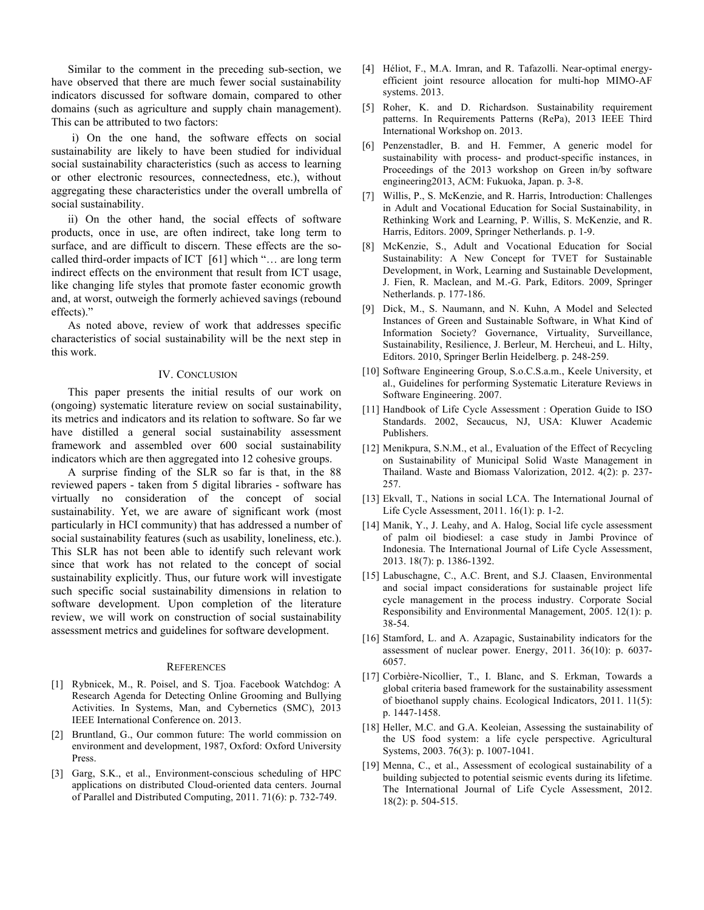Similar to the comment in the preceding sub-section, we have observed that there are much fewer social sustainability indicators discussed for software domain, compared to other domains (such as agriculture and supply chain management). This can be attributed to two factors:

i) On the one hand, the software effects on social sustainability are likely to have been studied for individual social sustainability characteristics (such as access to learning or other electronic resources, connectedness, etc.), without aggregating these characteristics under the overall umbrella of social sustainability.

ii) On the other hand, the social effects of software products, once in use, are often indirect, take long term to surface, and are difficult to discern. These effects are the so-called third-order impacts of ICT [61] which "… are long term indirect effects on the environment that result from ICT usage, like changing life styles that promote faster economic growth and, at worst, outweigh the formerly achieved savings (rebound effects)."

As noted above, review of work that addresses specific characteristics of social sustainability will be the next step in this work.

## IV. Conclusion

This paper presents the initial results of our work on (ongoing) systematic literature review on social sustainability, its metrics and indicators and its relation to software. So far we have distilled a general social sustainability assessment framework and assembled over 600 social sustainability indicators which are then aggregated into 12 cohesive groups.

A surprise finding of the SLR so far is that, in the 88 reviewed papers - taken from 5 digital libraries - software has virtually no consideration of the concept of social sustainability. Yet, we are aware of significant work (most particularly in HCI community) that has addressed a number of social sustainability features (such as usability, loneliness, etc.). This SLR has not been able to identify such relevant work since that work has not related to the concept of social sustainability explicitly. Thus, our future work will investigate such specific social sustainability dimensions in relation to software development. Upon completion of the literature review, we will work on construction of social sustainability assessment metrics and guidelines for software development.

## References

[1] Rybnicek, M., R. Poisel, and S. Tjoa. Facebook Watchdog: A Research Agenda for Detecting Online Grooming and Bullying Activities. In Systems, Man, and Cybernetics (SMC), 2013 IEEE International Conference on. 2013.

[2] Bruntland, G., Our common future: The world commission on environment and development, 1987, Oxford: Oxford University Press.

[3] Garg, S.K., et al., Environment-conscious scheduling of HPC applications on distributed Cloud-oriented data centers. Journal of Parallel and Distributed Computing, 2011. 71(6): p. 732-749.

[4] Héliot, F., M.A. Imran, and R. Tafazolli. Near-optimal energy-efficient joint resource allocation for multi-hop MIMO-AF systems. 2013.

[5] Roher, K. and D. Richardson. Sustainability requirement patterns. In Requirements Patterns (RePa), 2013 IEEE Third International Workshop on. 2013.

[6] Penzenstadler, B. and H. Femmer, A generic model for sustainability with process- and product-specific instances, in Proceedings of the 2013 workshop on Green in/by software engineering2013, ACM: Fukuoka, Japan. p. 3-8.

[7] Willis, P., S. McKenzie, and R. Harris, Introduction: Challenges in Adult and Vocational Education for Social Sustainability, in Rethinking Work and Learning, P. Willis, S. McKenzie, and R. Harris, Editors. 2009, Springer Netherlands. p. 1-9.

[8] McKenzie, S., Adult and Vocational Education for Social Sustainability: A New Concept for TVET for Sustainable Development, in Work, Learning and Sustainable Development, J. Fien, R. Maclean, and M.-G. Park, Editors. 2009, Springer Netherlands. p. 177-186.

[9] Dick, M., S. Naumann, and N. Kuhn, A Model and Selected Instances of Green and Sustainable Software, in What Kind of Information Society? Governance, Virtuality, Surveillance, Sustainability, Resilience, J. Berleur, M. Hercheui, and L. Hilty, Editors. 2010, Springer Berlin Heidelberg. p. 248-259.

[10] Software Engineering Group, S.o.C.S.a.m., Keele University, et al., Guidelines for performing Systematic Literature Reviews in Software Engineering. 2007.

[11] Handbook of Life Cycle Assessment : Operation Guide to ISO Standards. 2002, Secaucus, NJ, USA: Kluwer Academic Publishers.

[12] Menikpura, S.N.M., et al., Evaluation of the Effect of Recycling on Sustainability of Municipal Solid Waste Management in Thailand. Waste and Biomass Valorization, 2012. 4(2): p. 237-257.

[13] Ekvall, T., Nations in social LCA. The International Journal of Life Cycle Assessment, 2011. 16(1): p. 1-2.

[14] Manik, Y., J. Leahy, and A. Halog, Social life cycle assessment of palm oil biodiesel: a case study in Jambi Province of Indonesia. The International Journal of Life Cycle Assessment, 2013. 18(7): p. 1386-1392.

[15] Labuschagne, C., A.C. Brent, and S.J. Claasen, Environmental and social impact considerations for sustainable project life cycle management in the process industry. Corporate Social Responsibility and Environmental Management, 2005. 12(1): p. 38-54.

[16] Stamford, L. and A. Azapagic, Sustainability indicators for the assessment of nuclear power. Energy, 2011. 36(10): p. 6037-6057.

[17] Corbière-Nicollier, T., I. Blanc, and S. Erkman, Towards a global criteria based framework for the sustainability assessment of bioethanol supply chains. Ecological Indicators, 2011. 11(5): p. 1447-1458.

[18] Heller, M.C. and G.A. Keoleian, Assessing the sustainability of the US food system: a life cycle perspective. Agricultural Systems, 2003. 76(3): p. 1007-1041.

[19] Menna, C., et al., Assessment of ecological sustainability of a building subjected to potential seismic events during its lifetime. The International Journal of Life Cycle Assessment, 2012. 18(2): p. 504-515.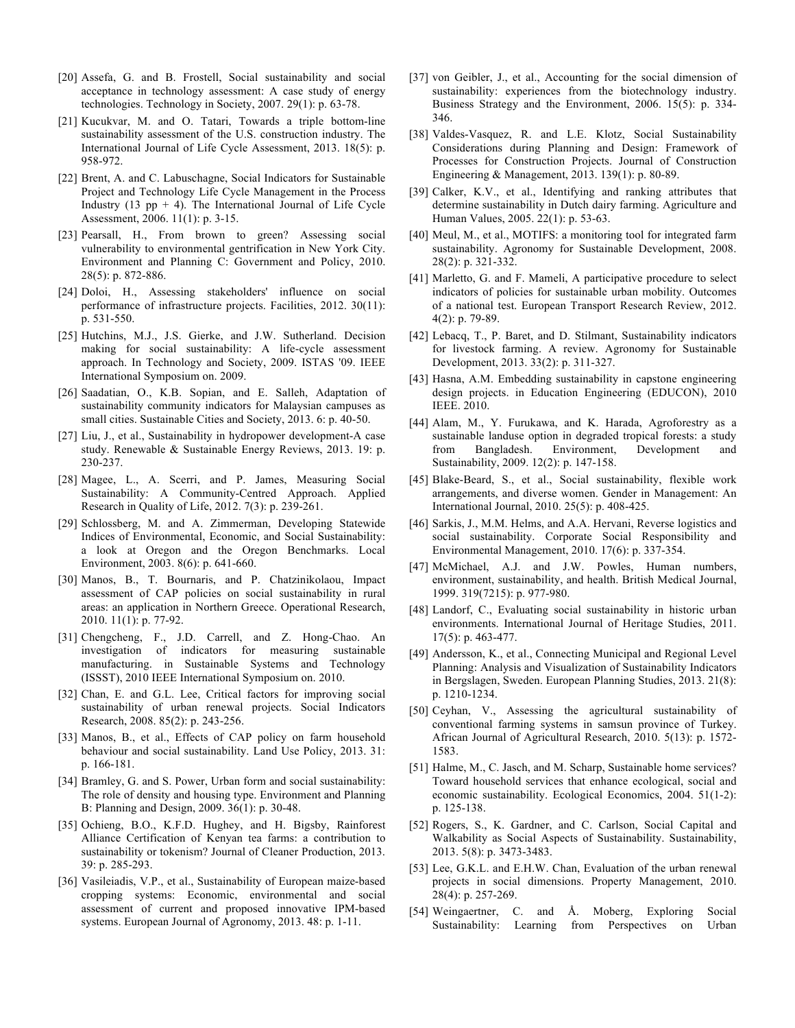[20] Assefa, G. and B. Frostell, Social sustainability and social acceptance in technology assessment: A case study of energy technologies. Technology in Society, 2007. 29(1): p. 63-78.

[21] Kucukvar, M. and O. Tatari, Towards a triple bottom-line sustainability assessment of the U.S. construction industry. The International Journal of Life Cycle Assessment, 2013. 18(5): p. 958-972.

[22] Brent, A. and C. Labuschagne, Social Indicators for Sustainable Project and Technology Life Cycle Management in the Process Industry (13 pp + 4). The International Journal of Life Cycle Assessment, 2006. 11(1): p. 3-15.

[23] Pearsall, H., From brown to green? Assessing social vulnerability to environmental gentrification in New York City. Environment and Planning C: Government and Policy, 2010. 28(5): p. 872-886.

[24] Doloi, H., Assessing stakeholders' influence on social performance of infrastructure projects. Facilities, 2012. 30(11): p. 531-550.

[25] Hutchins, M.J., J.S. Gierke, and J.W. Sutherland. Decision making for social sustainability: A life-cycle assessment approach. In Technology and Society, 2009. ISTAS '09. IEEE International Symposium on. 2009.

[26] Saadatian, O., K.B. Sopian, and E. Salleh, Adaptation of sustainability community indicators for Malaysian campuses as small cities. Sustainable Cities and Society, 2013. 6: p. 40-50.

[27] Liu, J., et al., Sustainability in hydropower development-A case study. Renewable & Sustainable Energy Reviews, 2013. 19: p. 230-237.

[28] Magee, L., A. Scerri, and P. James, Measuring Social Sustainability: A Community-Centred Approach. Applied Research in Quality of Life, 2012. 7(3): p. 239-261.

[29] Schlossberg, M. and A. Zimmerman, Developing Statewide Indices of Environmental, Economic, and Social Sustainability: a look at Oregon and the Oregon Benchmarks. Local Environment, 2003. 8(6): p. 641-660.

[30] Manos, B., T. Bournaris, and P. Chatzinikolaou, Impact assessment of CAP policies on social sustainability in rural areas: an application in Northern Greece. Operational Research, 2010. 11(1): p. 77-92.

[31] Chengcheng, F., J.D. Carrell, and Z. Hong-Chao. An investigation of indicators for measuring sustainable manufacturing. in Sustainable Systems and Technology (ISSST), 2010 IEEE International Symposium on. 2010.

[32] Chan, E. and G.L. Lee, Critical factors for improving social sustainability of urban renewal projects. Social Indicators Research, 2008. 85(2): p. 243-256.

[33] Manos, B., et al., Effects of CAP policy on farm household behaviour and social sustainability. Land Use Policy, 2013. 31: p. 166-181.

[34] Bramley, G. and S. Power, Urban form and social sustainability: The role of density and housing type. Environment and Planning B: Planning and Design, 2009. 36(1): p. 30-48.

[35] Ochieng, B.O., K.F.D. Hughey, and H. Bigsby, Rainforest Alliance Certification of Kenyan tea farms: a contribution to sustainability or tokenism? Journal of Cleaner Production, 2013. 39: p. 285-293.

[36] Vasileiadis, V.P., et al., Sustainability of European maize-based cropping systems: Economic, environmental and social assessment of current and proposed innovative IPM-based systems. European Journal of Agronomy, 2013. 48: p. 1-11.

[37] von Geibler, J., et al., Accounting for the social dimension of sustainability: experiences from the biotechnology industry. Business Strategy and the Environment, 2006. 15(5): p. 334-346.

[38] Valdes-Vasquez, R. and L.E. Klotz, Social Sustainability Considerations during Planning and Design: Framework of Processes for Construction Projects. Journal of Construction Engineering & Management, 2013. 139(1): p. 80-89.

[39] Calker, K.V., et al., Identifying and ranking attributes that determine sustainability in Dutch dairy farming. Agriculture and Human Values, 2005. 22(1): p. 53-63.

[40] Meul, M., et al., MOTIFS: a monitoring tool for integrated farm sustainability. Agronomy for Sustainable Development, 2008. 28(2): p. 321-332.

[41] Marletto, G. and F. Mameli, A participative procedure to select indicators of policies for sustainable urban mobility. Outcomes of a national test. European Transport Research Review, 2012. 4(2): p. 79-89.

[42] Lebacq, T., P. Baret, and D. Stilmant, Sustainability indicators for livestock farming. A review. Agronomy for Sustainable Development, 2013. 33(2): p. 311-327.

[43] Hasna, A.M. Embedding sustainability in capstone engineering design projects. in Education Engineering (EDUCON), 2010 IEEE. 2010.

[44] Alam, M., Y. Furukawa, and K. Harada, Agroforestry as a sustainable landuse option in degraded tropical forests: a study from Bangladesh. Environment, Development and Sustainability, 2009. 12(2): p. 147-158.

[45] Blake-Beard, S., et al., Social sustainability, flexible work arrangements, and diverse women. Gender in Management: An International Journal, 2010. 25(5): p. 408-425.

[46] Sarkis, J., M.M. Helms, and A.A. Hervani, Reverse logistics and social sustainability. Corporate Social Responsibility and Environmental Management, 2010. 17(6): p. 337-354.

[47] McMichael, A.J. and J.W. Powles, Human numbers, environment, sustainability, and health. British Medical Journal, 1999. 319(7215): p. 977-980.

[48] Landorf, C., Evaluating social sustainability in historic urban environments. International Journal of Heritage Studies, 2011. 17(5): p. 463-477.

[49] Andersson, K., et al., Connecting Municipal and Regional Level Planning: Analysis and Visualization of Sustainability Indicators in Bergslagen, Sweden. European Planning Studies, 2013. 21(8): p. 1210-1234.

[50] Ceyhan, V., Assessing the agricultural sustainability of conventional farming systems in samsun province of Turkey. African Journal of Agricultural Research, 2010. 5(13): p. 1572-1583.

[51] Halme, M., C. Jasch, and M. Scharp, Sustainable home services? Toward household services that enhance ecological, social and economic sustainability. Ecological Economics, 2004. 51(1-2): p. 125-138.

[52] Rogers, S., K. Gardner, and C. Carlson, Social Capital and Walkability as Social Aspects of Sustainability. Sustainability, 2013. 5(8): p. 3473-3483.

[53] Lee, G.K.L. and E.H.W. Chan, Evaluation of the urban renewal projects in social dimensions. Property Management, 2010. 28(4): p. 257-269.

[54] Weingaertner, C. and Å. Moberg, Exploring Social Sustainability: Learning from Perspectives on Urban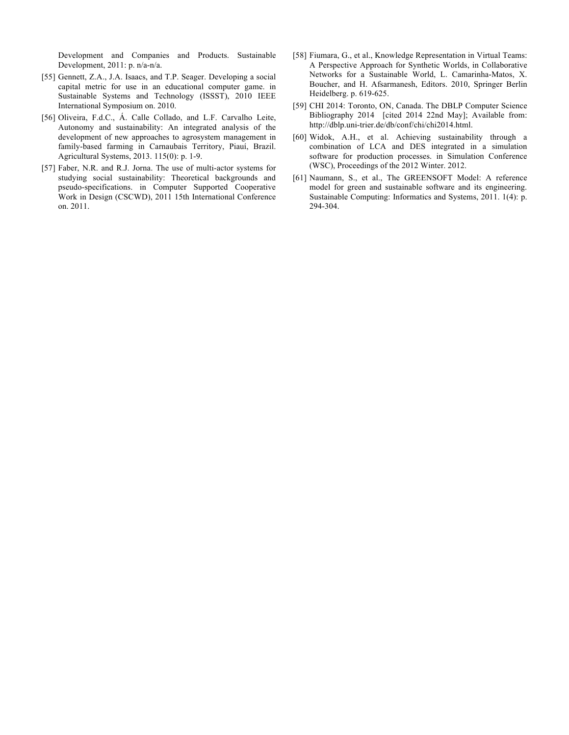Development and Companies and Products. Sustainable Development, 2011: p. n/a-n/a.

[55] Gennett, Z.A., J.A. Isaacs, and T.P. Seager. Developing a social capital metric for use in an educational computer game. in Sustainable Systems and Technology (ISSST), 2010 IEEE International Symposium on. 2010.

[56] Oliveira, F.d.C., Á. Calle Collado, and L.F. Carvalho Leite, Autonomy and sustainability: An integrated analysis of the development of new approaches to agrosystem management in family-based farming in Carnaubais Territory, Piauí, Brazil. Agricultural Systems, 2013. 115(0): p. 1-9.

[57] Faber, N.R. and R.J. Jorna. The use of multi-actor systems for studying social sustainability: Theoretical backgrounds and pseudo-specifications. in Computer Supported Cooperative Work in Design (CSCWD), 2011 15th International Conference on. 2011.

[58] Fiumara, G., et al., Knowledge Representation in Virtual Teams: A Perspective Approach for Synthetic Worlds, in Collaborative Networks for a Sustainable World, L. Camarinha-Matos, X. Boucher, and H. Afsarmanesh, Editors. 2010, Springer Berlin Heidelberg. p. 619-625.

[59] CHI 2014: Toronto, ON, Canada. The DBLP Computer Science Bibliography 2014 [cited 2014 22nd May]; Available from: http://dblp.uni-trier.de/db/conf/chi/chi2014.html.

[60] Widok, A.H., et al. Achieving sustainability through a combination of LCA and DES integrated in a simulation software for production processes. in Simulation Conference (WSC), Proceedings of the 2012 Winter. 2012.

[61] Naumann, S., et al., The GREENSOFT Model: A reference model for green and sustainable software and its engineering. Sustainable Computing: Informatics and Systems, 2011. 1(4): p. 294-304.